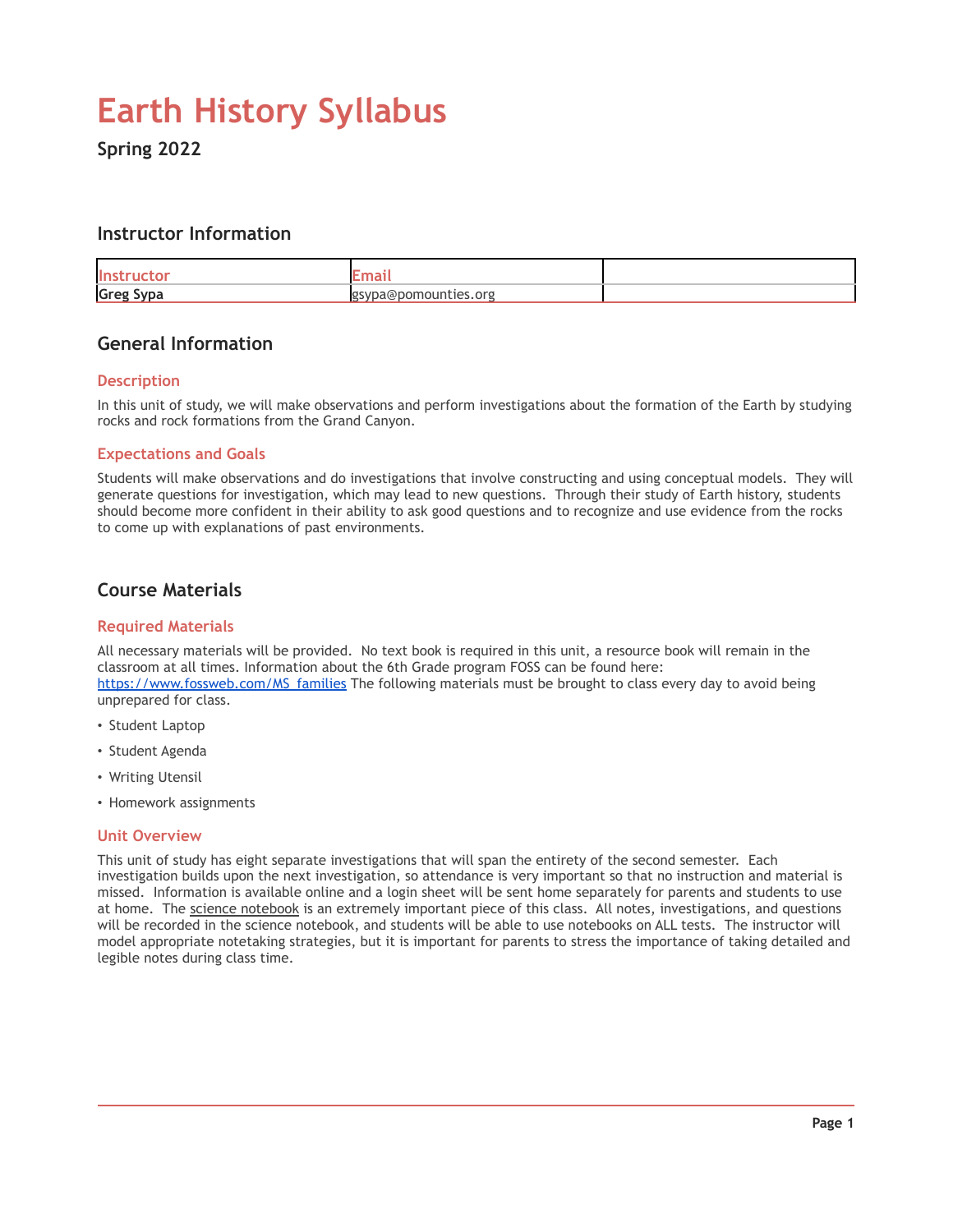# Earth History Syllabus

**Spring 2022**

## Instructor Information

| Instructor | Email | |
|---|---|---|
| **Greg Sypa** | gsypa@pomounties.org | |

## General Information

### Description

In this unit of study, we will make observations and perform investigations about the formation of the Earth by studying rocks and rock formations from the Grand Canyon.

### Expectations and Goals

Students will make observations and do investigations that involve constructing and using conceptual models. They will generate questions for investigation, which may lead to new questions. Through their study of Earth history, students should become more confident in their ability to ask good questions and to recognize and use evidence from the rocks to come up with explanations of past environments.

## Course Materials

### Required Materials

All necessary materials will be provided. No text book is required in this unit, a resource book will remain in the classroom at all times. Information about the 6th Grade program FOSS can be found here: [https://www.fossweb.com/MS_families](https://www.fossweb.com/MS_families) The following materials must be brought to class every day to avoid being unprepared for class.

- Student Laptop
- Student Agenda
- Writing Utensil
- Homework assignments

### Unit Overview

This unit of study has eight separate investigations that will span the entirety of the second semester. Each investigation builds upon the next investigation, so attendance is very important so that no instruction and material is missed. Information is available online and a login sheet will be sent home separately for parents and students to use at home. The science notebook is an extremely important piece of this class. All notes, investigations, and questions will be recorded in the science notebook, and students will be able to use notebooks on ALL tests. The instructor will model appropriate notetaking strategies, but it is important for parents to stress the importance of taking detailed and legible notes during class time.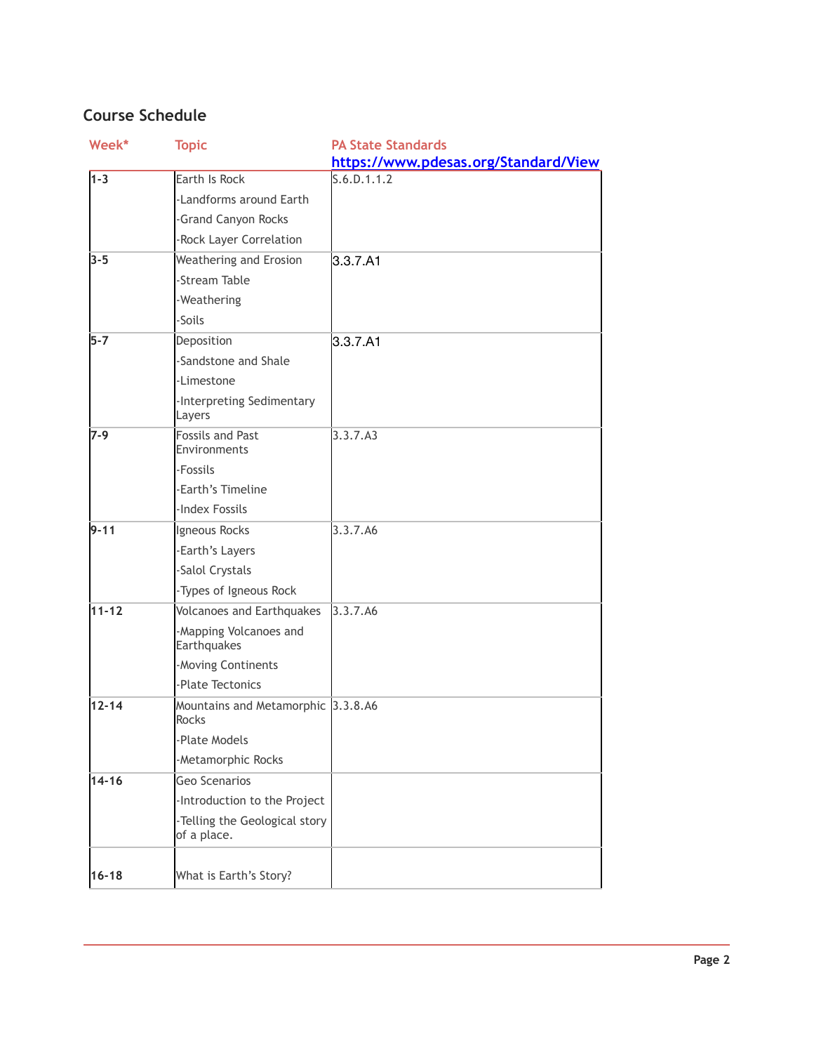## Course Schedule

| Week* | Topic | PA State Standards https://www.pdesas.org/Standard/View |
|---|---|---|
| 1-3 | Earth Is Rock<br>-Landforms around Earth<br>-Grand Canyon Rocks<br>-Rock Layer Correlation | S.6.D.1.1.2 |
| 3-5 | Weathering and Erosion<br>-Stream Table<br>-Weathering<br>-Soils | 3.3.7.A1 |
| 5-7 | Deposition<br>-Sandstone and Shale<br>-Limestone<br>-Interpreting Sedimentary Layers | 3.3.7.A1 |
| 7-9 | Fossils and Past Environments<br>-Fossils<br>-Earth's Timeline<br>-Index Fossils | 3.3.7.A3 |
| 9-11 | Igneous Rocks<br>-Earth's Layers<br>-Salol Crystals<br>-Types of Igneous Rock | 3.3.7.A6 |
| 11-12 | Volcanoes and Earthquakes<br>-Mapping Volcanoes and Earthquakes<br>-Moving Continents<br>-Plate Tectonics | 3.3.7.A6 |
| 12-14 | Mountains and Metamorphic Rocks<br>-Plate Models<br>-Metamorphic Rocks | 3.3.8.A6 |
| 14-16 | Geo Scenarios<br>-Introduction to the Project<br>-Telling the Geological story of a place. | |
| 16-18 | What is Earth's Story? | |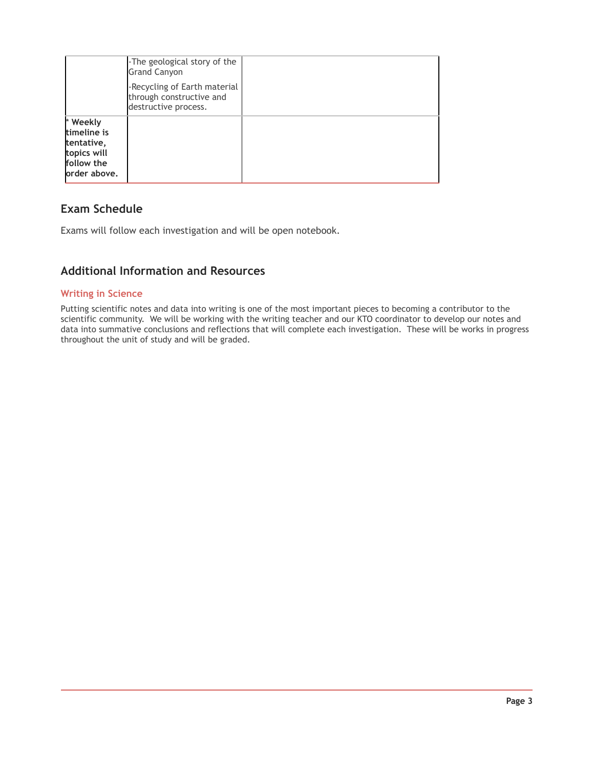| | | |
|---|---|---|
| | -The geological story of the Grand Canyon<br><br>-Recycling of Earth material through constructive and destructive process. | |
| * **Weekly timeline is tentative, topics will follow the order above.** | | |

## Exam Schedule

Exams will follow each investigation and will be open notebook.

## Additional Information and Resources

### Writing in Science

Putting scientific notes and data into writing is one of the most important pieces to becoming a contributor to the scientific community.  We will be working with the writing teacher and our KTO coordinator to develop our notes and data into summative conclusions and reflections that will complete each investigation.  These will be works in progress throughout the unit of study and will be graded.